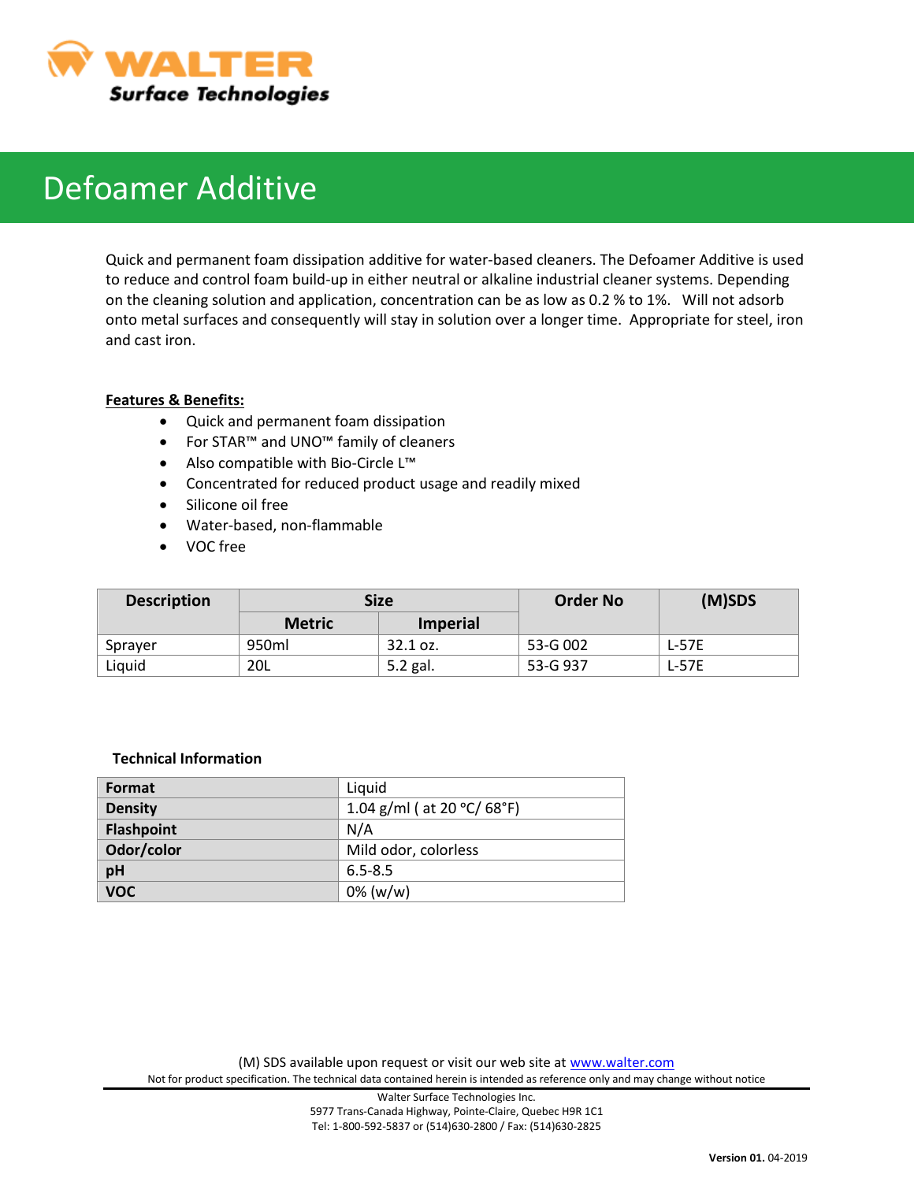WALTER Surface Technologies

# Defoamer Additive

Quick and permanent foam dissipation additive for water-based cleaners. The Defoamer Additive is used to reduce and control foam build-up in either neutral or alkaline industrial cleaner systems. Depending on the cleaning solution and application, concentration can be as low as 0.2 % to 1%. Will not adsorb onto metal surfaces and consequently will stay in solution over a longer time. Appropriate for steel, iron and cast iron.

**Features & Benefits:**

- Quick and permanent foam dissipation
- For STAR™ and UNO™ family of cleaners
- Also compatible with Bio-Circle L™
- Concentrated for reduced product usage and readily mixed
- Silicone oil free
- Water-based, non-flammable
- VOC free

| Description | Size | | Order No | (M)SDS |
|---|---|---|---|---|
| | Metric | Imperial | | |
| Sprayer | 950ml | 32.1 oz. | 53-G 002 | L-57E |
| Liquid | 20L | 5.2 gal. | 53-G 937 | L-57E |

**Technical Information**

| | |
|---|---|
| **Format** | Liquid |
| **Density** | 1.04 g/ml ( at 20 °C/ 68°F) |
| **Flashpoint** | N/A |
| **Odor/color** | Mild odor, colorless |
| **pH** | 6.5-8.5 |
| **VOC** | 0% (w/w) |

(M) SDS available upon request or visit our web site at www.walter.com

Not for product specification. The technical data contained herein is intended as reference only and may change without notice

Walter Surface Technologies Inc.
5977 Trans-Canada Highway, Pointe-Claire, Quebec H9R 1C1
Tel: 1-800-592-5837 or (514)630-2800 / Fax: (514)630-2825

**Version 01.** 04-2019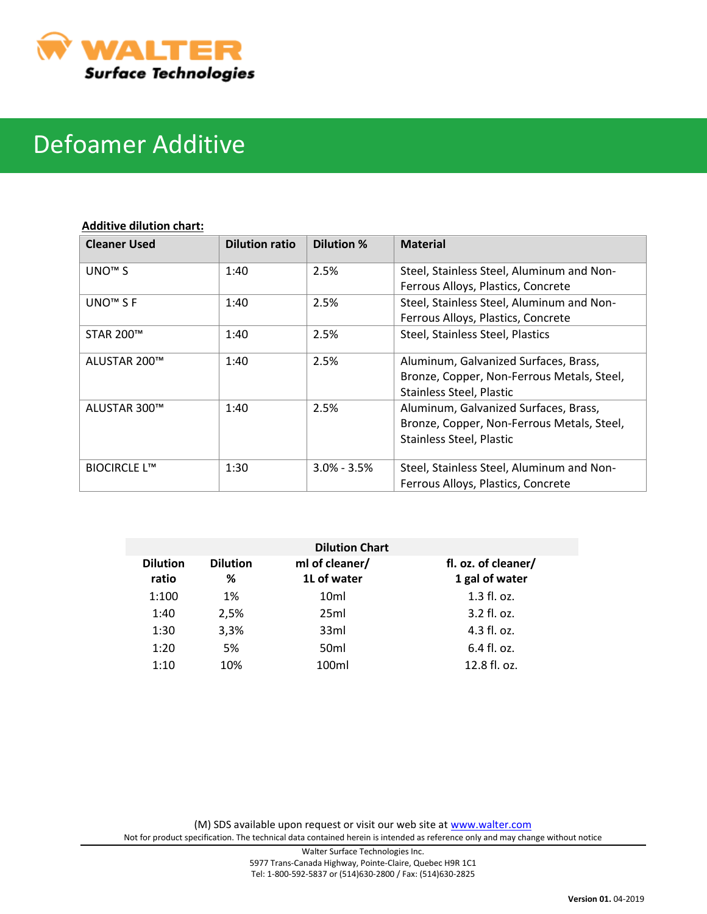# Defoamer Additive

**Additive dilution chart:**

| Cleaner Used | Dilution ratio | Dilution % | Material |
|---|---|---|---|
| UNO™ S | 1:40 | 2.5% | Steel, Stainless Steel, Aluminum and Non-Ferrous Alloys, Plastics, Concrete |
| UNO™ S F | 1:40 | 2.5% | Steel, Stainless Steel, Aluminum and Non-Ferrous Alloys, Plastics, Concrete |
| STAR 200™ | 1:40 | 2.5% | Steel, Stainless Steel, Plastics |
| ALUSTAR 200™ | 1:40 | 2.5% | Aluminum, Galvanized Surfaces, Brass, Bronze, Copper, Non-Ferrous Metals, Steel, Stainless Steel, Plastic |
| ALUSTAR 300™ | 1:40 | 2.5% | Aluminum, Galvanized Surfaces, Brass, Bronze, Copper, Non-Ferrous Metals, Steel, Stainless Steel, Plastic |
| BIOCIRCLE L™ | 1:30 | 3.0% - 3.5% | Steel, Stainless Steel, Aluminum and Non-Ferrous Alloys, Plastics, Concrete |

**Dilution Chart**

| Dilution ratio | Dilution % | ml of cleaner/ 1L of water | fl. oz. of cleaner/ 1 gal of water |
|---|---|---|---|
| 1:100 | 1% | 10ml | 1.3 fl. oz. |
| 1:40 | 2,5% | 25ml | 3.2 fl. oz. |
| 1:30 | 3,3% | 33ml | 4.3 fl. oz. |
| 1:20 | 5% | 50ml | 6.4 fl. oz. |
| 1:10 | 10% | 100ml | 12.8 fl. oz. |

(M) SDS available upon request or visit our web site at www.walter.com

Not for product specification. The technical data contained herein is intended as reference only and may change without notice

Walter Surface Technologies Inc.
5977 Trans-Canada Highway, Pointe-Claire, Quebec H9R 1C1
Tel: 1-800-592-5837 or (514)630-2800 / Fax: (514)630-2825

**Version 01.** 04-2019